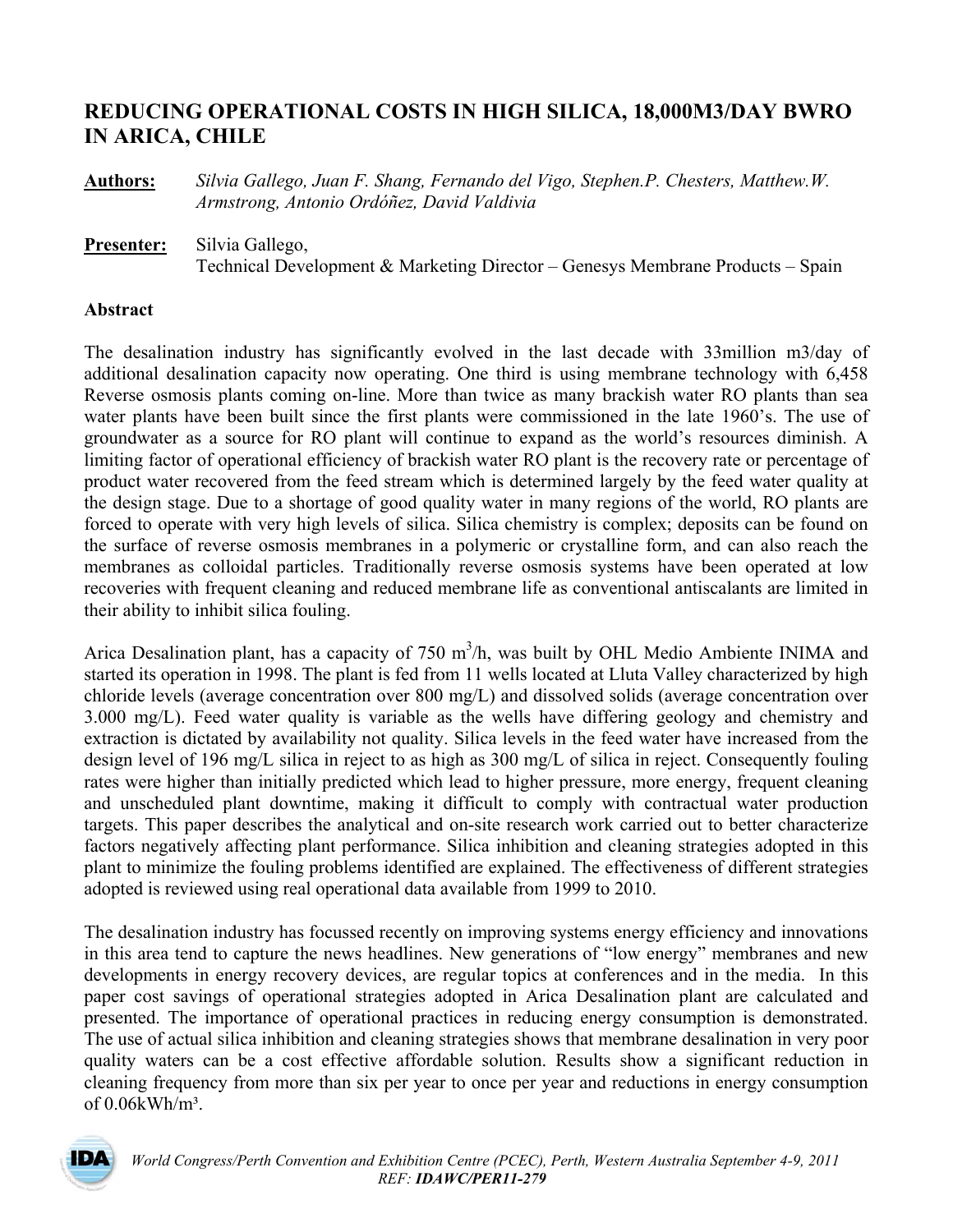# REDUCING OPERATIONAL COSTS IN HIGH SILICA, 18,000M3/DAY BWRO IN ARICA, CHILE

**Authors:** *Silvia Gallego, Juan F. Shang, Fernando del Vigo, Stephen.P. Chesters, Matthew.W. Armstrong, Antonio Ordóñez, David Valdivia*

**Presenter:** Silvia Gallego,
Technical Development & Marketing Director – Genesys Membrane Products – Spain

## Abstract

The desalination industry has significantly evolved in the last decade with 33million m3/day of additional desalination capacity now operating. One third is using membrane technology with 6,458 Reverse osmosis plants coming on-line. More than twice as many brackish water RO plants than sea water plants have been built since the first plants were commissioned in the late 1960's. The use of groundwater as a source for RO plant will continue to expand as the world's resources diminish. A limiting factor of operational efficiency of brackish water RO plant is the recovery rate or percentage of product water recovered from the feed stream which is determined largely by the feed water quality at the design stage. Due to a shortage of good quality water in many regions of the world, RO plants are forced to operate with very high levels of silica. Silica chemistry is complex; deposits can be found on the surface of reverse osmosis membranes in a polymeric or crystalline form, and can also reach the membranes as colloidal particles. Traditionally reverse osmosis systems have been operated at low recoveries with frequent cleaning and reduced membrane life as conventional antiscalants are limited in their ability to inhibit silica fouling.

Arica Desalination plant, has a capacity of 750 $m^3$/h, was built by OHL Medio Ambiente INIMA and started its operation in 1998. The plant is fed from 11 wells located at Lluta Valley characterized by high chloride levels (average concentration over 800 mg/L) and dissolved solids (average concentration over 3.000 mg/L). Feed water quality is variable as the wells have differing geology and chemistry and extraction is dictated by availability not quality. Silica levels in the feed water have increased from the design level of 196 mg/L silica in reject to as high as 300 mg/L of silica in reject. Consequently fouling rates were higher than initially predicted which lead to higher pressure, more energy, frequent cleaning and unscheduled plant downtime, making it difficult to comply with contractual water production targets. This paper describes the analytical and on-site research work carried out to better characterize factors negatively affecting plant performance. Silica inhibition and cleaning strategies adopted in this plant to minimize the fouling problems identified are explained. The effectiveness of different strategies adopted is reviewed using real operational data available from 1999 to 2010.

The desalination industry has focussed recently on improving systems energy efficiency and innovations in this area tend to capture the news headlines. New generations of "low energy" membranes and new developments in energy recovery devices, are regular topics at conferences and in the media. In this paper cost savings of operational strategies adopted in Arica Desalination plant are calculated and presented. The importance of operational practices in reducing energy consumption is demonstrated. The use of actual silica inhibition and cleaning strategies shows that membrane desalination in very poor quality waters can be a cost effective affordable solution. Results show a significant reduction in cleaning frequency from more than six per year to once per year and reductions in energy consumption of 0.06kWh/m³.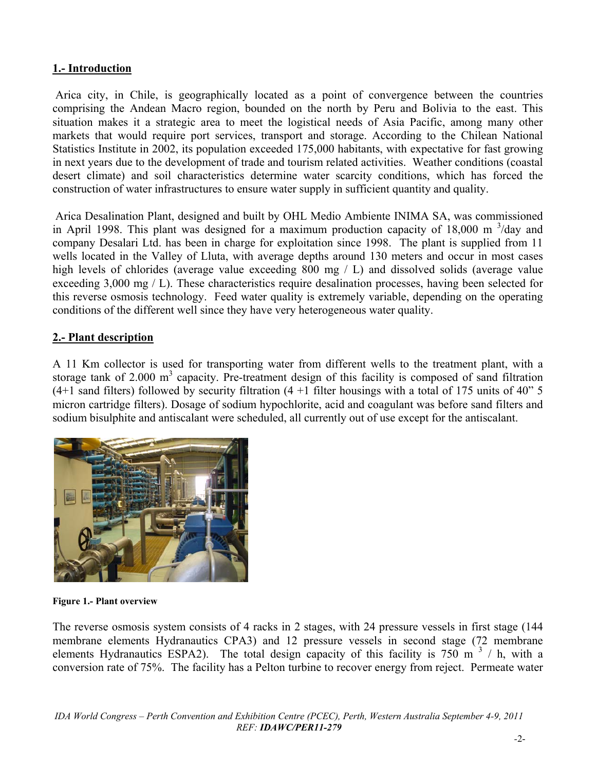## 1.- Introduction

Arica city, in Chile, is geographically located as a point of convergence between the countries comprising the Andean Macro region, bounded on the north by Peru and Bolivia to the east. This situation makes it a strategic area to meet the logistical needs of Asia Pacific, among many other markets that would require port services, transport and storage. According to the Chilean National Statistics Institute in 2002, its population exceeded 175,000 habitants, with expectative for fast growing in next years due to the development of trade and tourism related activities. Weather conditions (coastal desert climate) and soil characteristics determine water scarcity conditions, which has forced the construction of water infrastructures to ensure water supply in sufficient quantity and quality.

Arica Desalination Plant, designed and built by OHL Medio Ambiente INIMA SA, was commissioned in April 1998. This plant was designed for a maximum production capacity of 18,000 $m^3$/day and company Desalari Ltd. has been in charge for exploitation since 1998. The plant is supplied from 11 wells located in the Valley of Lluta, with average depths around 130 meters and occur in most cases high levels of chlorides (average value exceeding 800 mg / L) and dissolved solids (average value exceeding 3,000 mg / L). These characteristics require desalination processes, having been selected for this reverse osmosis technology. Feed water quality is extremely variable, depending on the operating conditions of the different well since they have very heterogeneous water quality.

## 2.- Plant description

A 11 Km collector is used for transporting water from different wells to the treatment plant, with a storage tank of 2.000 $m^3$ capacity. Pre-treatment design of this facility is composed of sand filtration (4+1 sand filters) followed by security filtration (4 +1 filter housings with a total of 175 units of 40" 5 micron cartridge filters). Dosage of sodium hypochlorite, acid and coagulant was before sand filters and sodium bisulphite and antiscalant were scheduled, all currently out of use except for the antiscalant.

**Figure 1.- Plant overview**

The reverse osmosis system consists of 4 racks in 2 stages, with 24 pressure vessels in first stage (144 membrane elements Hydranautics CPA3) and 12 pressure vessels in second stage (72 membrane elements Hydranautics ESPA2). The total design capacity of this facility is 750 $m^3$ / h, with a conversion rate of 75%. The facility has a Pelton turbine to recover energy from reject. Permeate water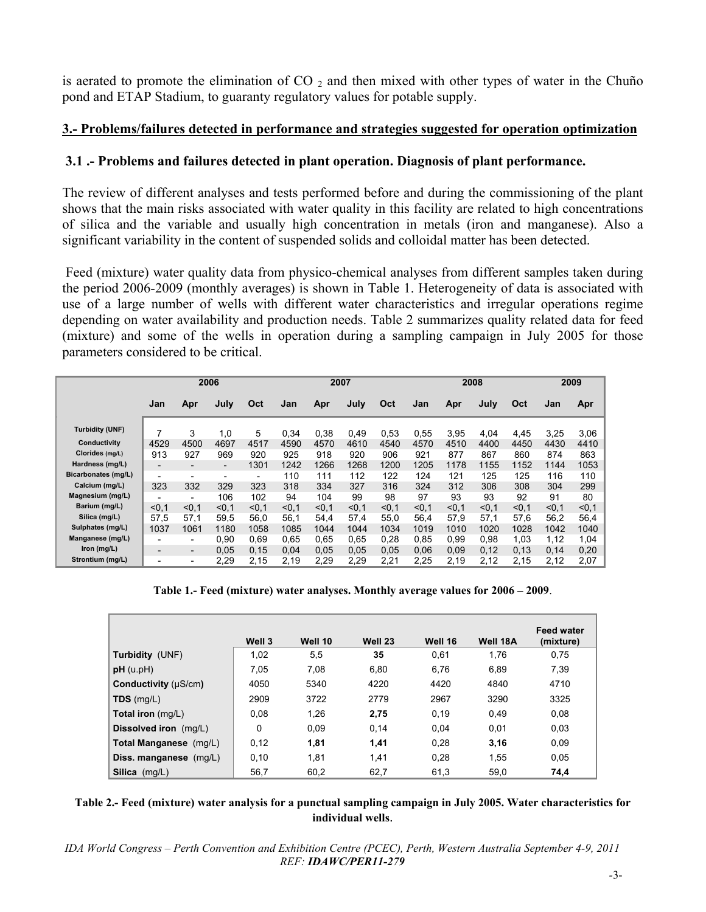is aerated to promote the elimination of $CO_2$ and then mixed with other types of water in the Chuño pond and ETAP Stadium, to guaranty regulatory values for potable supply.

## 3.- Problems/failures detected in performance and strategies suggested for operation optimization

### 3.1 .- Problems and failures detected in plant operation. Diagnosis of plant performance.

The review of different analyses and tests performed before and during the commissioning of the plant shows that the main risks associated with water quality in this facility are related to high concentrations of silica and the variable and usually high concentration in metals (iron and manganese). Also a significant variability in the content of suspended solids and colloidal matter has been detected.

Feed (mixture) water quality data from physico-chemical analyses from different samples taken during the period 2006-2009 (monthly averages) is shown in Table 1. Heterogeneity of data is associated with use of a large number of wells with different water characteristics and irregular operations regime depending on water availability and production needs. Table 2 summarizes quality related data for feed (mixture) and some of the wells in operation during a sampling campaign in July 2005 for those parameters considered to be critical.

| | 2006 | | | | 2007 | | | | 2008 | | | | 2009 | |
|---|---|---|---|---|---|---|---|---|---|---|---|---|---|---|
| | Jan | Apr | July | Oct | Jan | Apr | July | Oct | Jan | Apr | July | Oct | Jan | Apr |
| Turbidity (UNF) | 7 | 3 | 1,0 | 5 | 0,34 | 0,38 | 0,49 | 0,53 | 0,55 | 3,95 | 4,04 | 4,45 | 3,25 | 3,06 |
| Conductivity | 4529 | 4500 | 4697 | 4517 | 4590 | 4570 | 4610 | 4540 | 4570 | 4510 | 4400 | 4450 | 4430 | 4410 |
| Clorides (mg/L) | 913 | 927 | 969 | 920 | 925 | 918 | 920 | 906 | 921 | 877 | 867 | 860 | 874 | 863 |
| Hardness (mg/L) | - | - | - | 1301 | 1242 | 1266 | 1268 | 1200 | 1205 | 1178 | 1155 | 1152 | 1144 | 1053 |
| Bicarbonates (mg/L) | - | - | - | - | 110 | 111 | 112 | 122 | 124 | 121 | 125 | 125 | 116 | 110 |
| Calcium (mg/L) | 323 | 332 | 329 | 323 | 318 | 334 | 327 | 316 | 324 | 312 | 306 | 308 | 304 | 299 |
| Magnesium (mg/L) | - | - | 106 | 102 | 94 | 104 | 99 | 98 | 97 | 93 | 93 | 92 | 91 | 80 |
| Barium (mg/L) | <0,1 | <0,1 | <0,1 | <0,1 | <0,1 | <0,1 | <0,1 | <0,1 | <0,1 | <0,1 | <0,1 | <0,1 | <0,1 | <0,1 |
| Silica (mg/L) | 57,5 | 57,1 | 59,5 | 56,0 | 56,1 | 54,4 | 57,4 | 55,0 | 56,4 | 57,9 | 57,1 | 57,6 | 56,2 | 56,4 |
| Sulphates (mg/L) | 1037 | 1061 | 1180 | 1058 | 1085 | 1044 | 1044 | 1034 | 1019 | 1010 | 1020 | 1028 | 1042 | 1040 |
| Manganese (mg/L) | - | - | 0,90 | 0,69 | 0,65 | 0,65 | 0,65 | 0,28 | 0,85 | 0,99 | 0,98 | 1,03 | 1,12 | 1,04 |
| Iron (mg/L) | - | - | 0,05 | 0,15 | 0,04 | 0,05 | 0,05 | 0,05 | 0,06 | 0,09 | 0,12 | 0,13 | 0,14 | 0,20 |
| Strontium (mg/L) | - | - | 2,29 | 2,15 | 2,19 | 2,29 | 2,29 | 2,21 | 2,25 | 2,19 | 2,12 | 2,15 | 2,12 | 2,07 |

**Table 1.- Feed (mixture) water analyses. Monthly average values for 2006 – 2009**.

| | Well 3 | Well 10 | Well 23 | Well 16 | Well 18A | Feed water (mixture) |
|---|---|---|---|---|---|---|
| **Turbidity** (UNF) | 1,02 | 5,5 | **35** | 0,61 | 1,76 | 0,75 |
| **pH** (u.pH) | 7,05 | 7,08 | 6,80 | 6,76 | 6,89 | 7,39 |
| **Conductivity** (µS/cm) | 4050 | 5340 | 4220 | 4420 | 4840 | 4710 |
| **TDS** (mg/L) | 2909 | 3722 | 2779 | 2967 | 3290 | 3325 |
| **Total iron** (mg/L) | 0,08 | 1,26 | **2,75** | 0,19 | 0,49 | 0,08 |
| **Dissolved iron** (mg/L) | 0 | 0,09 | 0,14 | 0,04 | 0,01 | 0,03 |
| **Total Manganese** (mg/L) | 0,12 | **1,81** | **1,41** | 0,28 | **3,16** | 0,09 |
| **Diss. manganese** (mg/L) | 0,10 | 1,81 | 1,41 | 0,28 | 1,55 | 0,05 |
| **Silica** (mg/L) | 56,7 | 60,2 | 62,7 | 61,3 | 59,0 | **74,4** |

**Table 2.- Feed (mixture) water analysis for a punctual sampling campaign in July 2005. Water characteristics for individual wells**.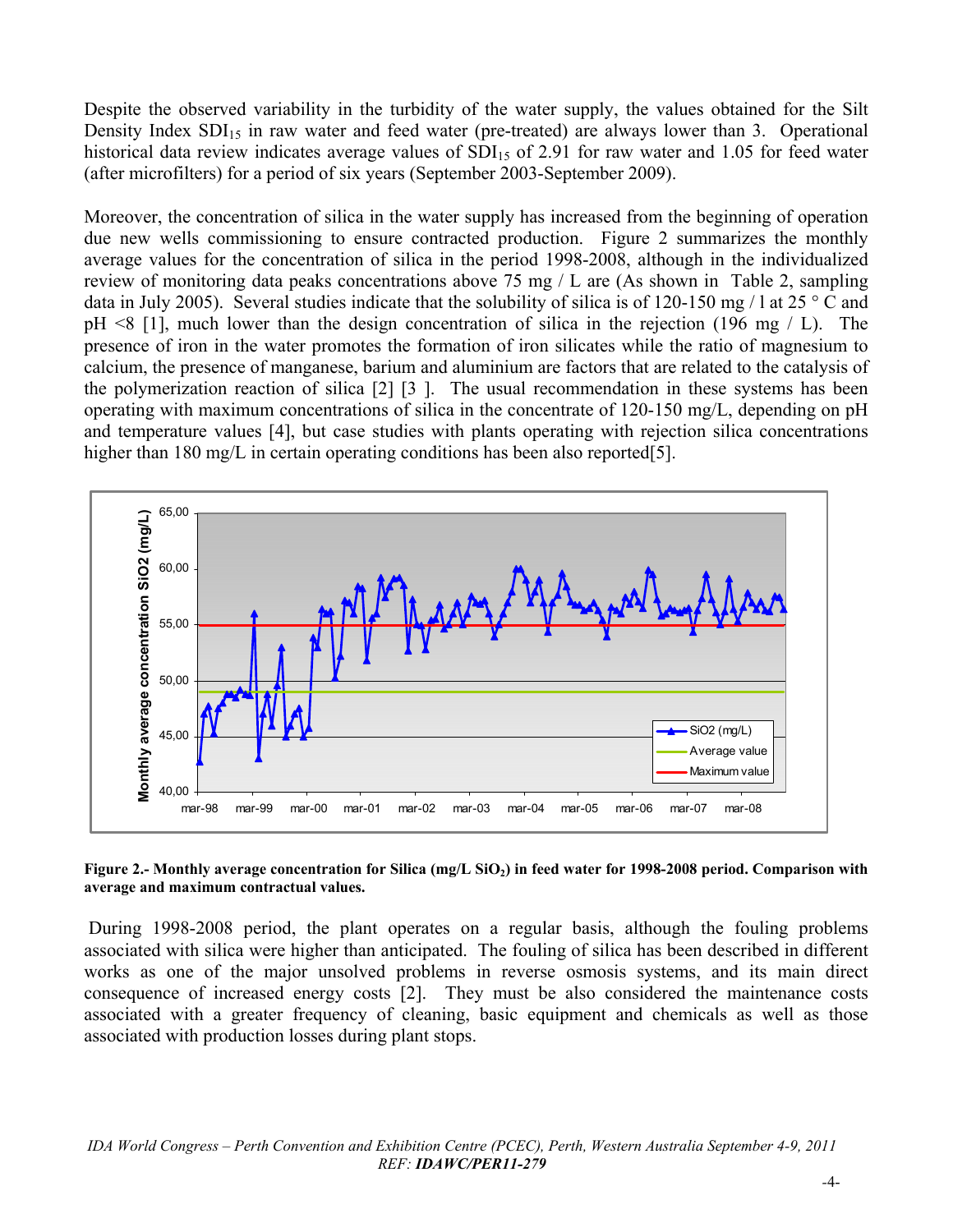Despite the observed variability in the turbidity of the water supply, the values obtained for the Silt Density Index $SDI_{15}$ in raw water and feed water (pre-treated) are always lower than 3. Operational historical data review indicates average values of $SDI_{15}$ of 2.91 for raw water and 1.05 for feed water (after microfilters) for a period of six years (September 2003-September 2009).

Moreover, the concentration of silica in the water supply has increased from the beginning of operation due new wells commissioning to ensure contracted production. Figure 2 summarizes the monthly average values for the concentration of silica in the period 1998-2008, although in the individualized review of monitoring data peaks concentrations above 75 mg / L are (As shown in Table 2, sampling data in July 2005). Several studies indicate that the solubility of silica is of 120-150 mg / l at 25 ° C and pH <8 [1], much lower than the design concentration of silica in the rejection (196 mg / L). The presence of iron in the water promotes the formation of iron silicates while the ratio of magnesium to calcium, the presence of manganese, barium and aluminium are factors that are related to the catalysis of the polymerization reaction of silica [2] [3 ]. The usual recommendation in these systems has been operating with maximum concentrations of silica in the concentrate of 120-150 mg/L, depending on pH and temperature values [4], but case studies with plants operating with rejection silica concentrations higher than 180 mg/L in certain operating conditions has been also reported[5].

**Figure 2.- Monthly average concentration for Silica (mg/L $SiO_2$) in feed water for 1998-2008 period. Comparison with average and maximum contractual values.**

During 1998-2008 period, the plant operates on a regular basis, although the fouling problems associated with silica were higher than anticipated. The fouling of silica has been described in different works as one of the major unsolved problems in reverse osmosis systems, and its main direct consequence of increased energy costs [2]. They must be also considered the maintenance costs associated with a greater frequency of cleaning, basic equipment and chemicals as well as those associated with production losses during plant stops.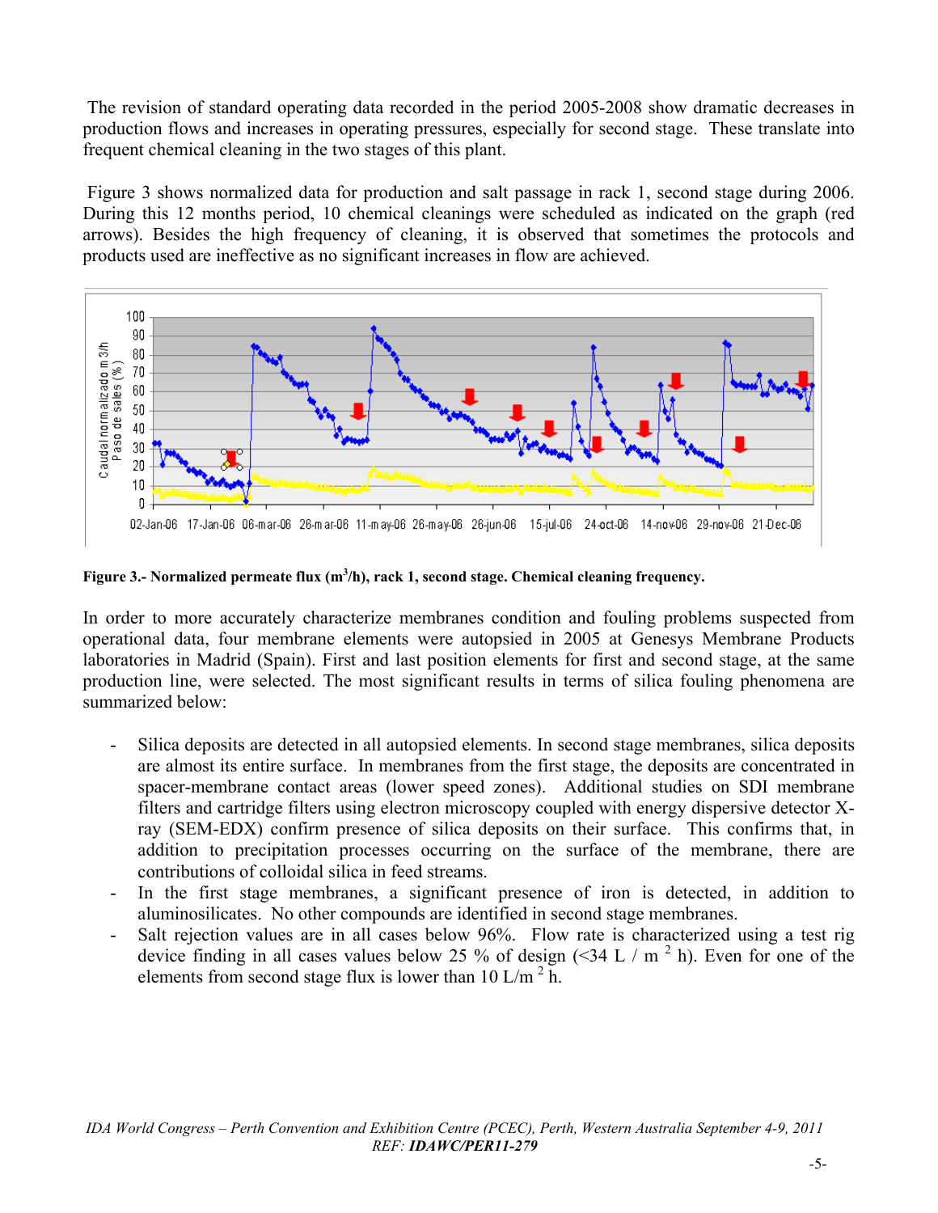The revision of standard operating data recorded in the period 2005-2008 show dramatic decreases in production flows and increases in operating pressures, especially for second stage. These translate into frequent chemical cleaning in the two stages of this plant.

Figure 3 shows normalized data for production and salt passage in rack 1, second stage during 2006. During this 12 months period, 10 chemical cleanings were scheduled as indicated on the graph (red arrows). Besides the high frequency of cleaning, it is observed that sometimes the protocols and products used are ineffective as no significant increases in flow are achieved.

**Figure 3.- Normalized permeate flux ($m^3/h$), rack 1, second stage. Chemical cleaning frequency.**

In order to more accurately characterize membranes condition and fouling problems suspected from operational data, four membrane elements were autopsied in 2005 at Genesys Membrane Products laboratories in Madrid (Spain). First and last position elements for first and second stage, at the same production line, were selected. The most significant results in terms of silica fouling phenomena are summarized below:

- Silica deposits are detected in all autopsied elements. In second stage membranes, silica deposits are almost its entire surface. In membranes from the first stage, the deposits are concentrated in spacer-membrane contact areas (lower speed zones). Additional studies on SDI membrane filters and cartridge filters using electron microscopy coupled with energy dispersive detector X-ray (SEM-EDX) confirm presence of silica deposits on their surface. This confirms that, in addition to precipitation processes occurring on the surface of the membrane, there are contributions of colloidal silica in feed streams.
- In the first stage membranes, a significant presence of iron is detected, in addition to aluminosilicates. No other compounds are identified in second stage membranes.
- Salt rejection values are in all cases below 96%. Flow rate is characterized using a test rig device finding in all cases values below 25 % of design (<34 $L / m^2 h$). Even for one of the elements from second stage flux is lower than 10 $L/m^2 h$.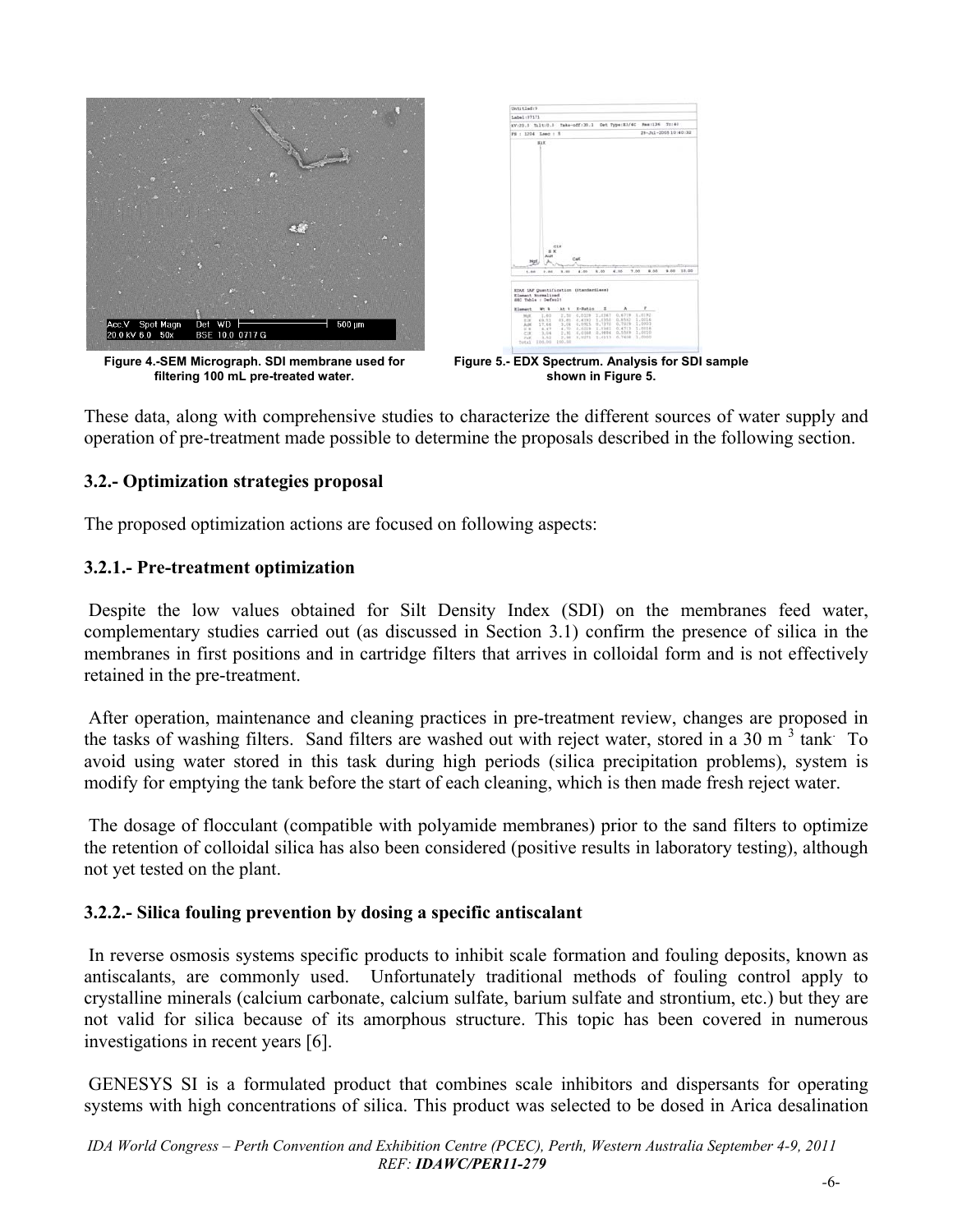Figure 4.-SEM Micrograph. SDI membrane used for filtering 100 mL pre-treated water.

Figure 5.- EDX Spectrum. Analysis for SDI sample shown in Figure 5.

These data, along with comprehensive studies to characterize the different sources of water supply and operation of pre-treatment made possible to determine the proposals described in the following section.

### 3.2.- Optimization strategies proposal

The proposed optimization actions are focused on following aspects:

#### 3.2.1.- Pre-treatment optimization

Despite the low values obtained for Silt Density Index (SDI) on the membranes feed water, complementary studies carried out (as discussed in Section 3.1) confirm the presence of silica in the membranes in first positions and in cartridge filters that arrives in colloidal form and is not effectively retained in the pre-treatment.

After operation, maintenance and cleaning practices in pre-treatment review, changes are proposed in the tasks of washing filters. Sand filters are washed out with reject water, stored in a 30 $m^3$ tank. To avoid using water stored in this task during high periods (silica precipitation problems), system is modify for emptying the tank before the start of each cleaning, which is then made fresh reject water.

The dosage of flocculant (compatible with polyamide membranes) prior to the sand filters to optimize the retention of colloidal silica has also been considered (positive results in laboratory testing), although not yet tested on the plant.

#### 3.2.2.- Silica fouling prevention by dosing a specific antiscalant

In reverse osmosis systems specific products to inhibit scale formation and fouling deposits, known as antiscalants, are commonly used. Unfortunately traditional methods of fouling control apply to crystalline minerals (calcium carbonate, calcium sulfate, barium sulfate and strontium, etc.) but they are not valid for silica because of its amorphous structure. This topic has been covered in numerous investigations in recent years [6].

GENESYS SI is a formulated product that combines scale inhibitors and dispersants for operating systems with high concentrations of silica. This product was selected to be dosed in Arica desalination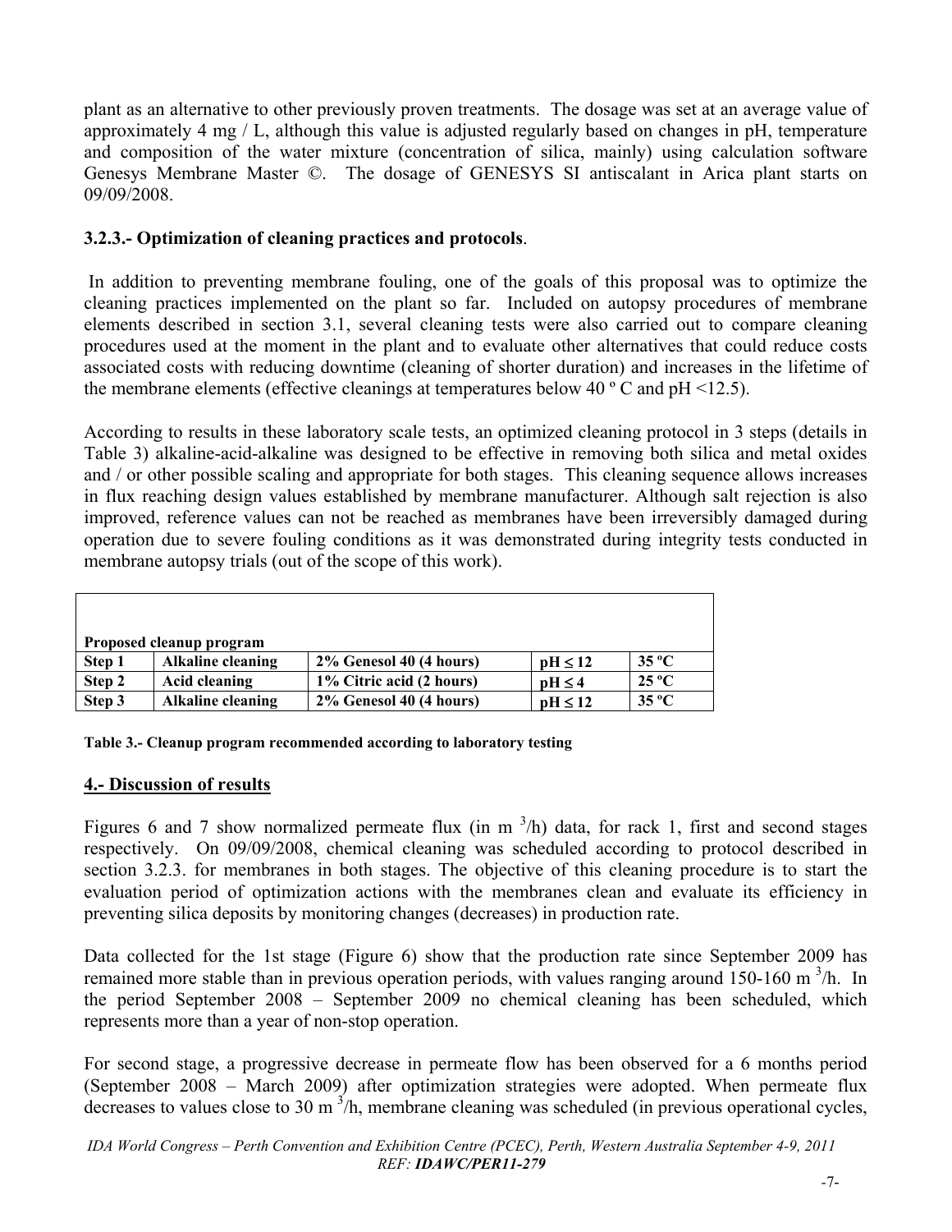plant as an alternative to other previously proven treatments. The dosage was set at an average value of approximately 4 mg / L, although this value is adjusted regularly based on changes in pH, temperature and composition of the water mixture (concentration of silica, mainly) using calculation software Genesys Membrane Master ©. The dosage of GENESYS SI antiscalant in Arica plant starts on 09/09/2008.

### 3.2.3.- Optimization of cleaning practices and protocols.

In addition to preventing membrane fouling, one of the goals of this proposal was to optimize the cleaning practices implemented on the plant so far. Included on autopsy procedures of membrane elements described in section 3.1, several cleaning tests were also carried out to compare cleaning procedures used at the moment in the plant and to evaluate other alternatives that could reduce costs associated costs with reducing downtime (cleaning of shorter duration) and increases in the lifetime of the membrane elements (effective cleanings at temperatures below 40 º C and pH <12.5).

According to results in these laboratory scale tests, an optimized cleaning protocol in 3 steps (details in Table 3) alkaline-acid-alkaline was designed to be effective in removing both silica and metal oxides and / or other possible scaling and appropriate for both stages. This cleaning sequence allows increases in flux reaching design values established by membrane manufacturer. Although salt rejection is also improved, reference values can not be reached as membranes have been irreversibly damaged during operation due to severe fouling conditions as it was demonstrated during integrity tests conducted in membrane autopsy trials (out of the scope of this work).

| **Proposed cleanup program** | | | | |
|---|---|---|---|---|
| **Step 1** | **Alkaline cleaning** | **2% Genesol 40 (4 hours)** | **pH ≤ 12** | **35 ºC** |
| **Step 2** | **Acid cleaning** | **1% Citric acid (2 hours)** | **pH ≤ 4** | **25 ºC** |
| **Step 3** | **Alkaline cleaning** | **2% Genesol 40 (4 hours)** | **pH ≤ 12** | **35 ºC** |

**Table 3.- Cleanup program recommended according to laboratory testing**

## 4.- Discussion of results

Figures 6 and 7 show normalized permeate flux (in $m^3/h$) data, for rack 1, first and second stages respectively. On 09/09/2008, chemical cleaning was scheduled according to protocol described in section 3.2.3. for membranes in both stages. The objective of this cleaning procedure is to start the evaluation period of optimization actions with the membranes clean and evaluate its efficiency in preventing silica deposits by monitoring changes (decreases) in production rate.

Data collected for the 1st stage (Figure 6) show that the production rate since September 2009 has remained more stable than in previous operation periods, with values ranging around 150-160 $m^3/h$. In the period September 2008 – September 2009 no chemical cleaning has been scheduled, which represents more than a year of non-stop operation.

For second stage, a progressive decrease in permeate flow has been observed for a 6 months period (September 2008 – March 2009) after optimization strategies were adopted. When permeate flux decreases to values close to 30 $m^3/h$, membrane cleaning was scheduled (in previous operational cycles,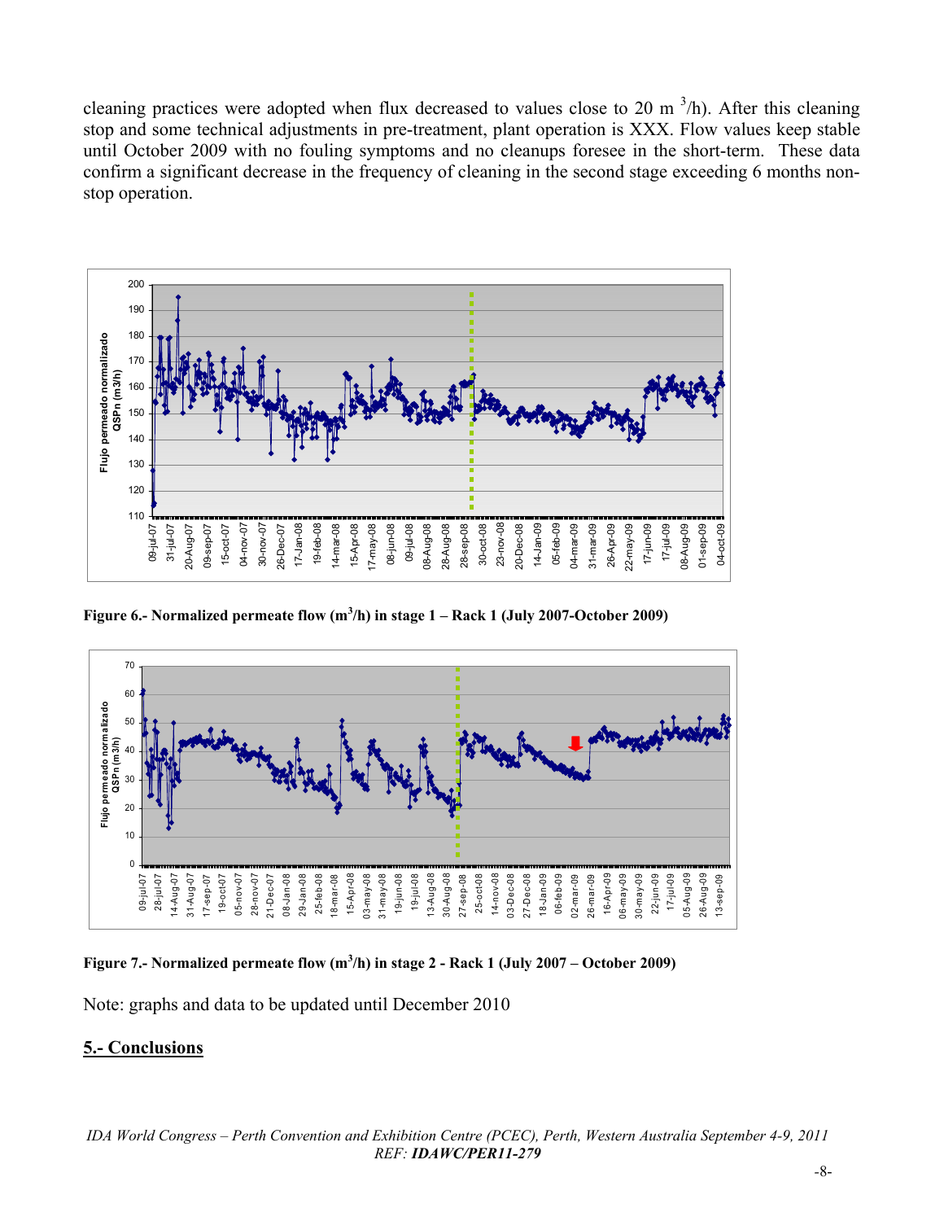cleaning practices were adopted when flux decreased to values close to 20 m $^3$/h). After this cleaning stop and some technical adjustments in pre-treatment, plant operation is XXX. Flow values keep stable until October 2009 with no fouling symptoms and no cleanups foresee in the short-term. These data confirm a significant decrease in the frequency of cleaning in the second stage exceeding 6 months non-stop operation.

**Figure 6.- Normalized permeate flow (m$^3$/h) in stage 1 – Rack 1 (July 2007-October 2009)**

**Figure 7.- Normalized permeate flow (m$^3$/h) in stage 2 - Rack 1 (July 2007 – October 2009)**

Note: graphs and data to be updated until December 2010

## 5.- Conclusions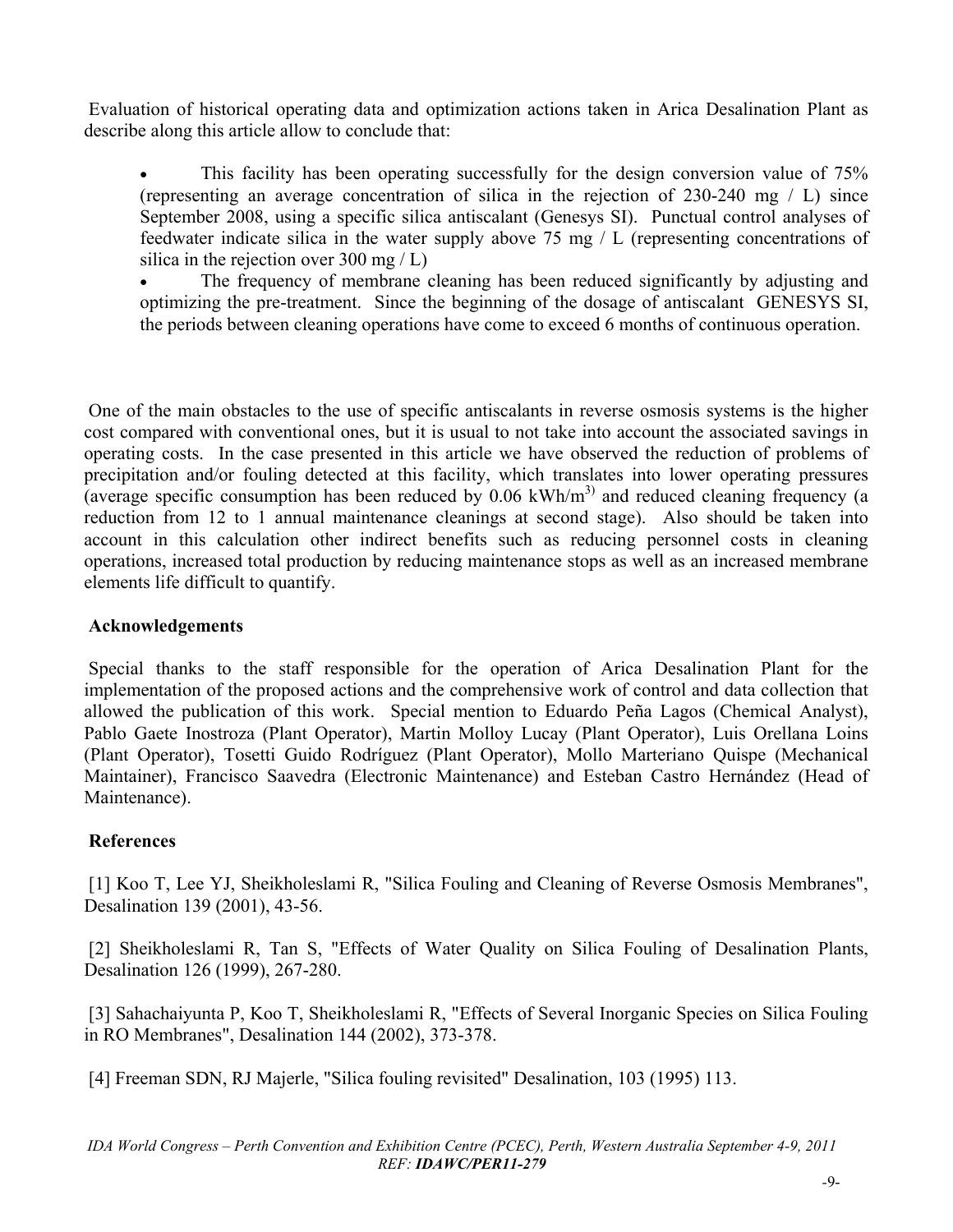Evaluation of historical operating data and optimization actions taken in Arica Desalination Plant as describe along this article allow to conclude that:

- This facility has been operating successfully for the design conversion value of 75% (representing an average concentration of silica in the rejection of 230-240 mg / L) since September 2008, using a specific silica antiscalant (Genesys SI). Punctual control analyses of feedwater indicate silica in the water supply above 75 mg / L (representing concentrations of silica in the rejection over 300 mg / L)
- The frequency of membrane cleaning has been reduced significantly by adjusting and optimizing the pre-treatment. Since the beginning of the dosage of antiscalant GENESYS SI, the periods between cleaning operations have come to exceed 6 months of continuous operation.

One of the main obstacles to the use of specific antiscalants in reverse osmosis systems is the higher cost compared with conventional ones, but it is usual to not take into account the associated savings in operating costs. In the case presented in this article we have observed the reduction of problems of precipitation and/or fouling detected at this facility, which translates into lower operating pressures (average specific consumption has been reduced by 0.06 $kWh/m^{3)}$ and reduced cleaning frequency (a reduction from 12 to 1 annual maintenance cleanings at second stage). Also should be taken into account in this calculation other indirect benefits such as reducing personnel costs in cleaning operations, increased total production by reducing maintenance stops as well as an increased membrane elements life difficult to quantify.

## Acknowledgements

Special thanks to the staff responsible for the operation of Arica Desalination Plant for the implementation of the proposed actions and the comprehensive work of control and data collection that allowed the publication of this work. Special mention to Eduardo Peña Lagos (Chemical Analyst), Pablo Gaete Inostroza (Plant Operator), Martin Molloy Lucay (Plant Operator), Luis Orellana Loins (Plant Operator), Tosetti Guido Rodríguez (Plant Operator), Mollo Marteriano Quispe (Mechanical Maintainer), Francisco Saavedra (Electronic Maintenance) and Esteban Castro Hernández (Head of Maintenance).

## References

[1] Koo T, Lee YJ, Sheikholeslami R, "Silica Fouling and Cleaning of Reverse Osmosis Membranes", Desalination 139 (2001), 43-56.

[2] Sheikholeslami R, Tan S, "Effects of Water Quality on Silica Fouling of Desalination Plants, Desalination 126 (1999), 267-280.

[3] Sahachaiyunta P, Koo T, Sheikholeslami R, "Effects of Several Inorganic Species on Silica Fouling in RO Membranes", Desalination 144 (2002), 373-378.

[4] Freeman SDN, RJ Majerle, "Silica fouling revisited" Desalination, 103 (1995) 113.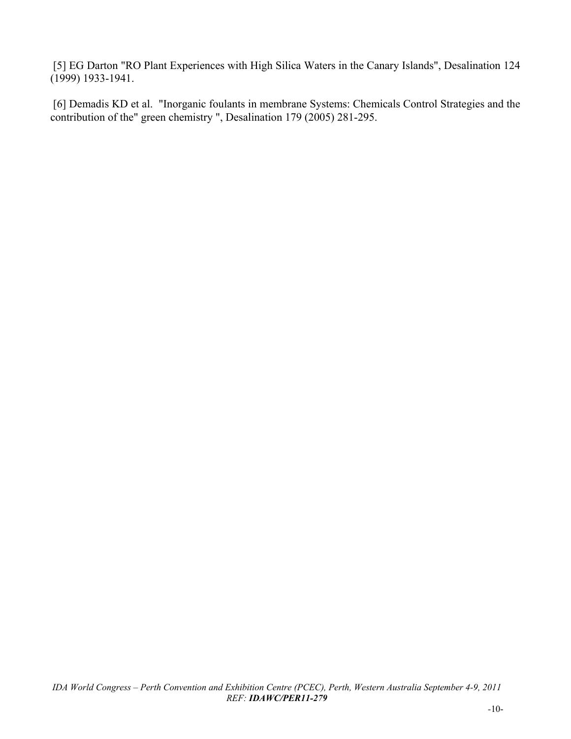[5] EG Darton "RO Plant Experiences with High Silica Waters in the Canary Islands", Desalination 124 (1999) 1933-1941.

[6] Demadis KD et al. "Inorganic foulants in membrane Systems: Chemicals Control Strategies and the contribution of the" green chemistry ", Desalination 179 (2005) 281-295.